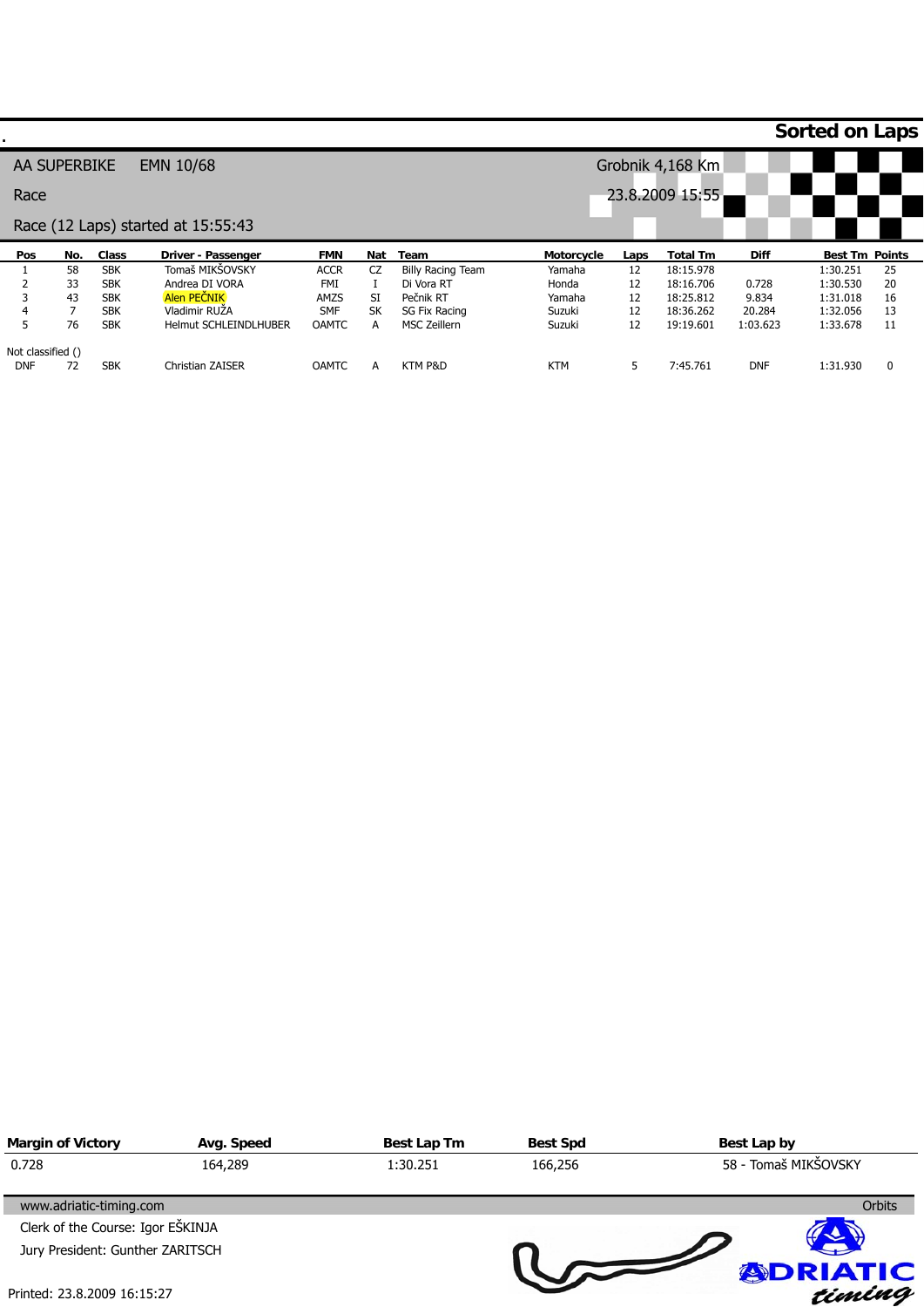**Sorted on Laps**

AA SUPERBIKE EMN 10/68

Race

Race (12 Laps) started at 15:55:43

Grobnik 4,168 Km

23.8.2009 15:55

| Pos | No. | Class | Driver - Passenger | FMN | Nat | Team | Motorcycle | Laps | Total Tm | Diff | Best Tm | Points |
|---|---|---|---|---|---|---|---|---|---|---|---|---|
| 1 | 58 | SBK | Tomaš MIKŠOVSKY | ACCR | CZ | Billy Racing Team | Yamaha | 12 | 18:15.978 | | 1:30.251 | 25 |
| 2 | 33 | SBK | Andrea DI VORA | FMI | I | Di Vora RT | Honda | 12 | 18:16.706 | 0.728 | 1:30.530 | 20 |
| 3 | 43 | SBK | Alen PEČNIK | AMZS | SI | Pečnik RT | Yamaha | 12 | 18:25.812 | 9.834 | 1:31.018 | 16 |
| 4 | 7 | SBK | Vladimir RUŽA | SMF | SK | SG Fix Racing | Suzuki | 12 | 18:36.262 | 20.284 | 1:32.056 | 13 |
| 5 | 76 | SBK | Helmut SCHLEINDLHUBER | OAMTC | A | MSC Zeillern | Suzuki | 12 | 19:19.601 | 1:03.623 | 1:33.678 | 11 |
| Not classified () | | | | | | | | | | | | |
| DNF | 72 | SBK | Christian ZAISER | OAMTC | A | KTM P&D | KTM | 5 | 7:45.761 | DNF | 1:31.930 | 0 |

| Margin of Victory | Avg. Speed | Best Lap Tm | Best Spd | Best Lap by |
|---|---|---|---|---|
| 0.728 | 164,289 | 1:30.251 | 166,256 | 58 - Tomaš MIKŠOVSKY |

www.adriatic-timing.com

Orbits

Clerk of the Course: Igor EŠKINJA

Jury President: Gunther ZARITSCH

Printed: 23.8.2009 16:15:27

ADRIATIC timing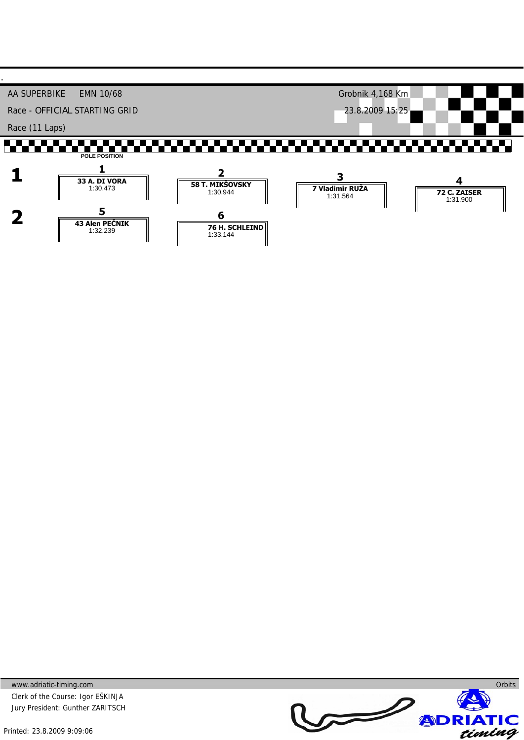AA SUPERBIKE EMN 10/68

Grobnik 4,168 Km

Race - OFFICIAL STARTING GRID

23.8.2009 15:25

Race (11 Laps)

POLE POSITION

| Row | 1 | 2 | 3 | 4 |
|---|---|---|---|---|
| 1 | **33 A. DI VORA** 1:30.473 | **58 T. MIKŠOVSKY** 1:30.944 | **7 Vladimir RUŽA** 1:31.564 | **72 C. ZAISER** 1:31.900 |

| Row | 5 | 6 |
|---|---|---|
| 2 | **43 Alen PEČNIK** 1:32.239 | **76 H. SCHLEIND** 1:33.144 |

www.adriatic-timing.com

Orbits

Clerk of the Course: Igor EŠKINJA

Jury President: Gunther ZARITSCH

Printed: 23.8.2009 9:09:06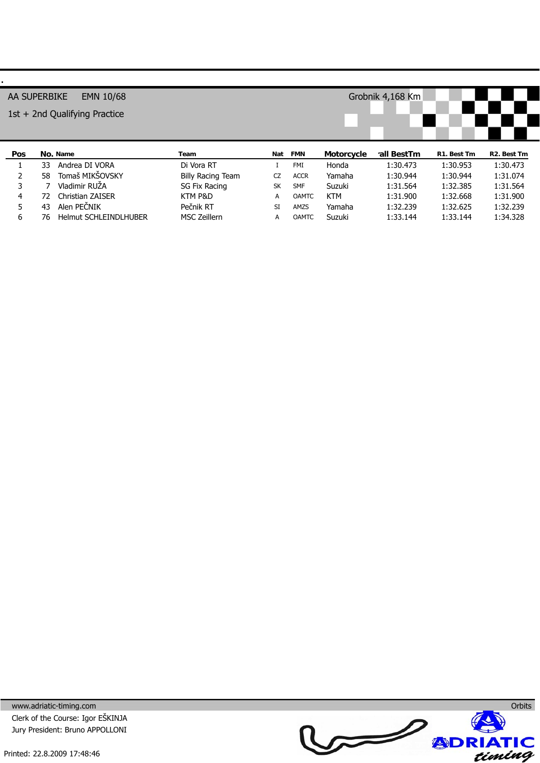AA SUPERBIKE EMN 10/68

1st + 2nd Qualifying Practice

Grobnik 4,168 Km

| Pos | No. | Name | Team | Nat | FMN | Motorcycle | 'all BestTm | R1. Best Tm | R2. Best Tm |
|---|---|---|---|---|---|---|---|---|---|
| 1 | 33 | Andrea DI VORA | Di Vora RT | I | FMI | Honda | 1:30.473 | 1:30.953 | 1:30.473 |
| 2 | 58 | Tomaš MIKŠOVSKY | Billy Racing Team | CZ | ACCR | Yamaha | 1:30.944 | 1:30.944 | 1:31.074 |
| 3 | 7 | Vladimir RUŽA | SG Fix Racing | SK | SMF | Suzuki | 1:31.564 | 1:32.385 | 1:31.564 |
| 4 | 72 | Christian ZAISER | KTM P&D | A | OAMTC | KTM | 1:31.900 | 1:32.668 | 1:31.900 |
| 5 | 43 | Alen PEČNIK | Pečnik RT | SI | AMZS | Yamaha | 1:32.239 | 1:32.625 | 1:32.239 |
| 6 | 76 | Helmut SCHLEINDLHUBER | MSC Zeillern | A | OAMTC | Suzuki | 1:33.144 | 1:33.144 | 1:34.328 |

www.adriatic-timing.com

Orbits

Clerk of the Course: Igor EŠKINJA

Jury President: Bruno APPOLLONI

Printed: 22.8.2009 17:48:46

ADRIATIC timing